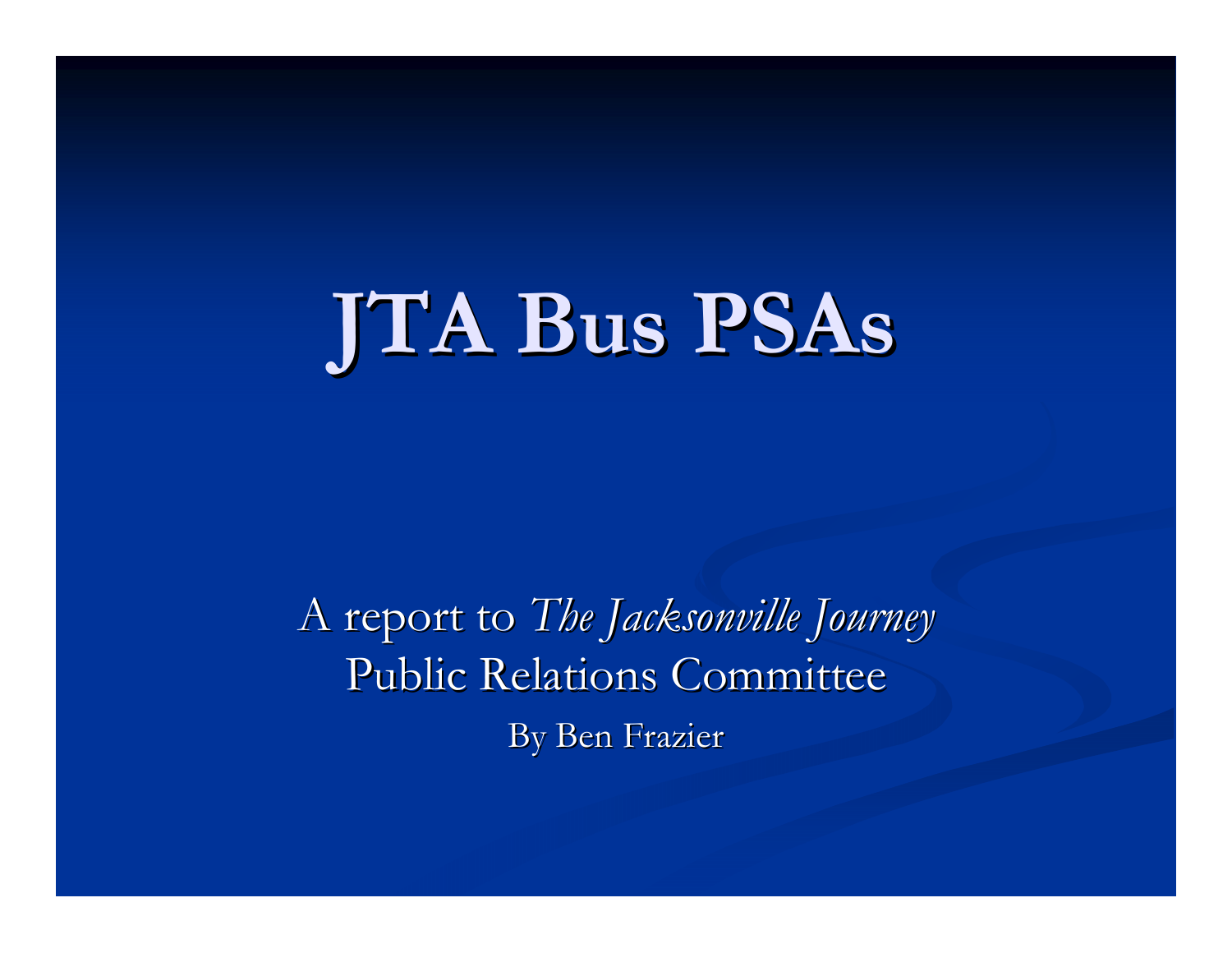# JTA Bus PSAs

A report to *The Jacksonville Journey*
Public Relations Committee

By Ben Frazier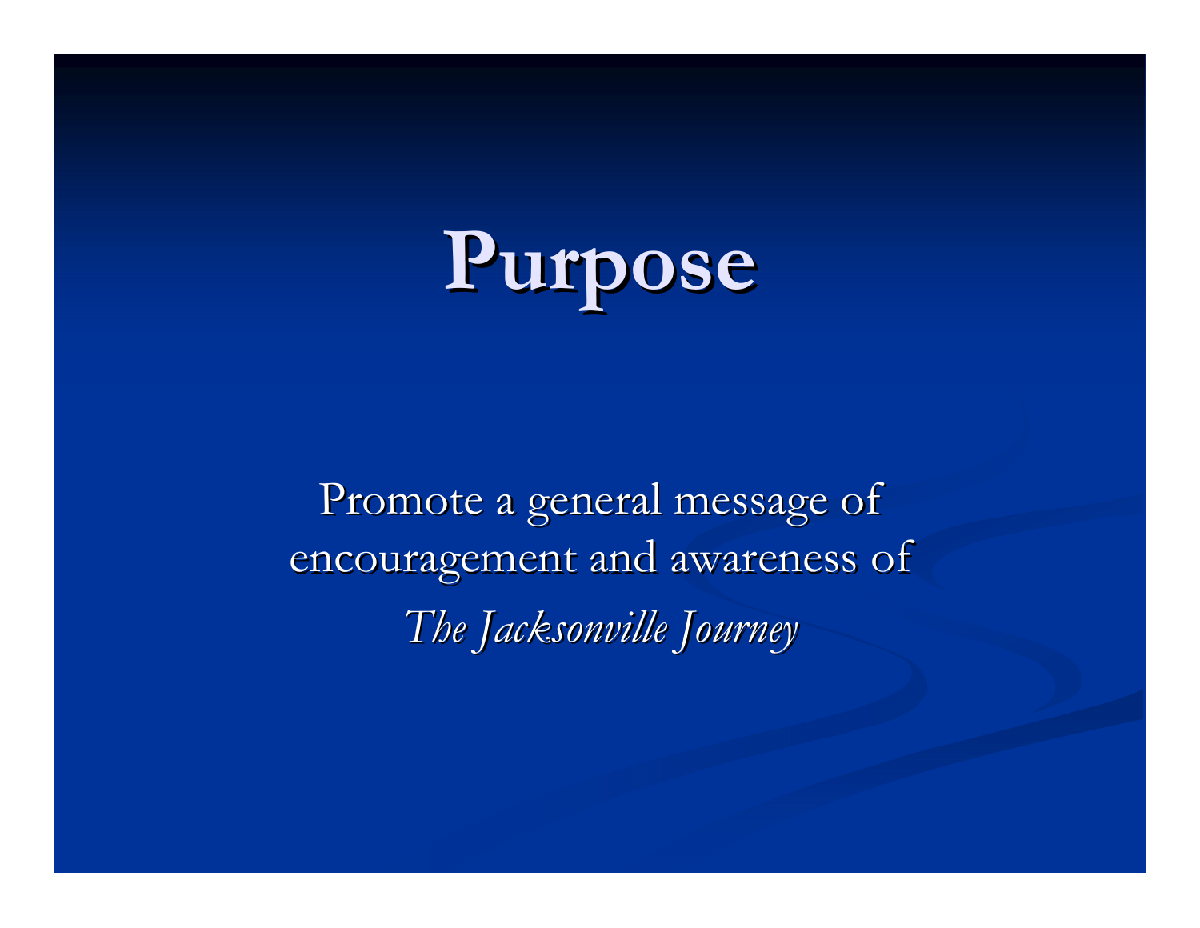# Purpose

Promote a general message of encouragement and awareness of *The Jacksonville Journey*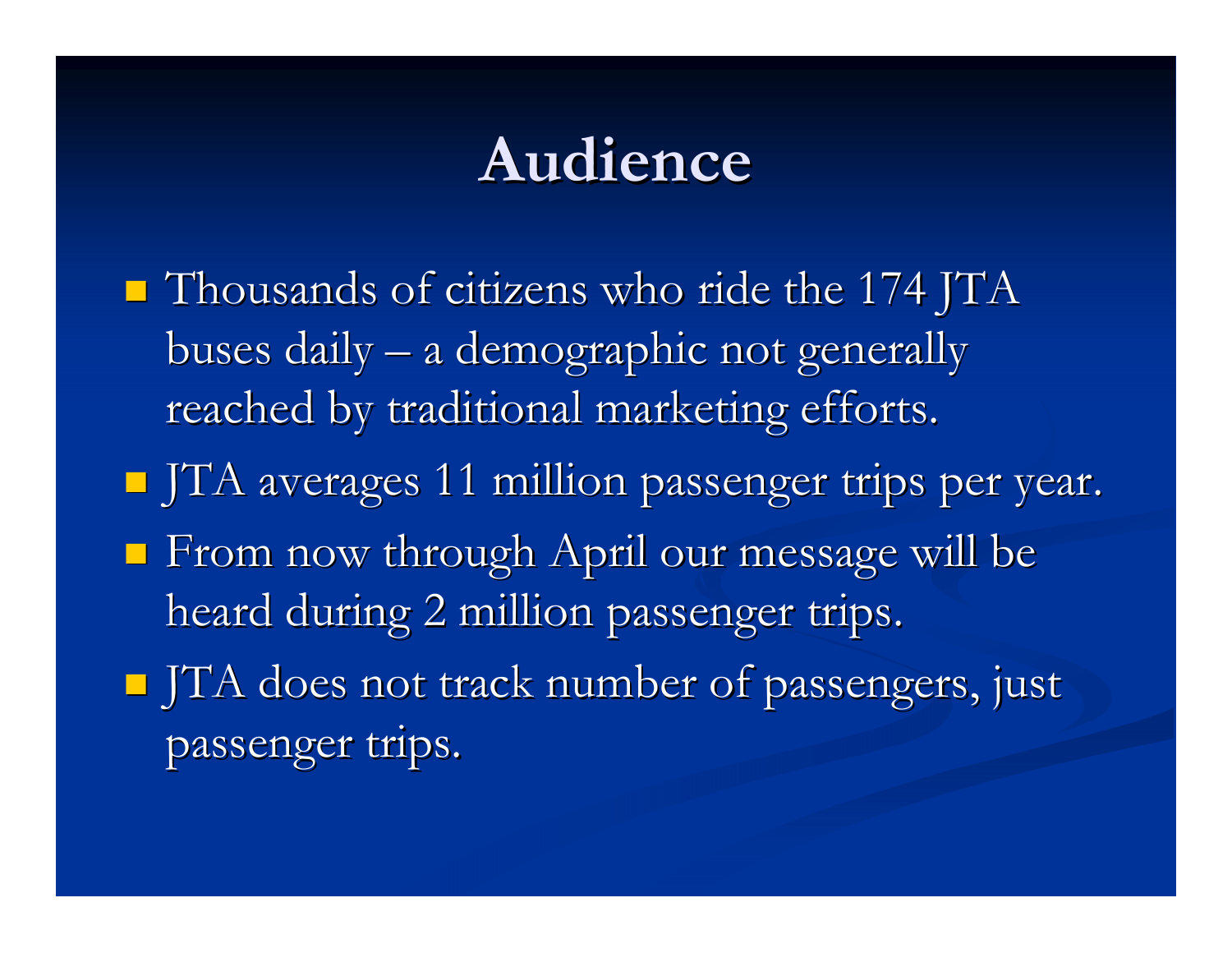# Audience

- Thousands of citizens who ride the 174 JTA buses daily – a demographic not generally reached by traditional marketing efforts.
- JTA averages 11 million passenger trips per year.
- From now through April our message will be heard during 2 million passenger trips.
- JTA does not track number of passengers, just passenger trips.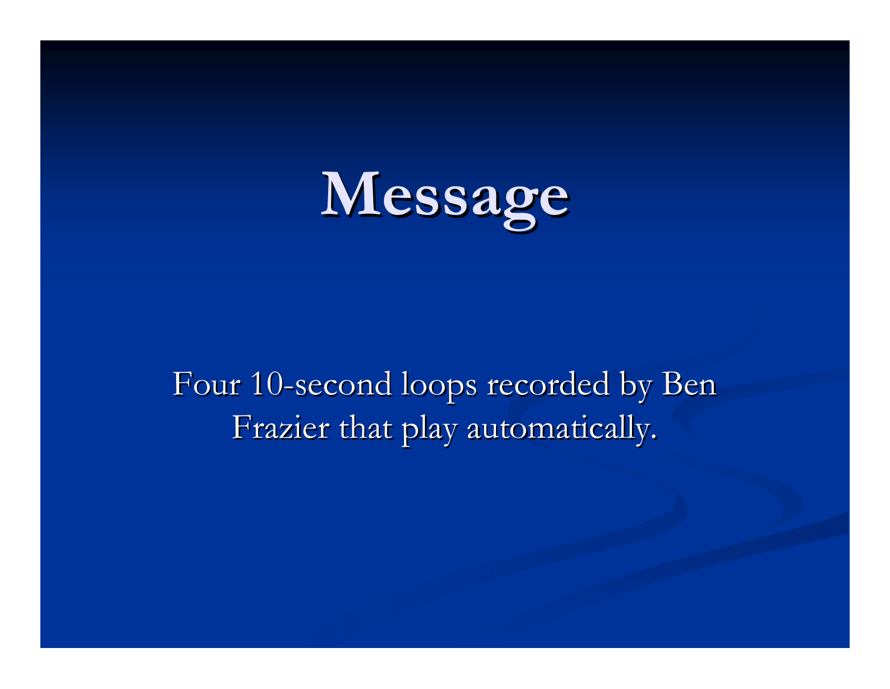# Message

Four 10-second loops recorded by Ben Frazier that play automatically.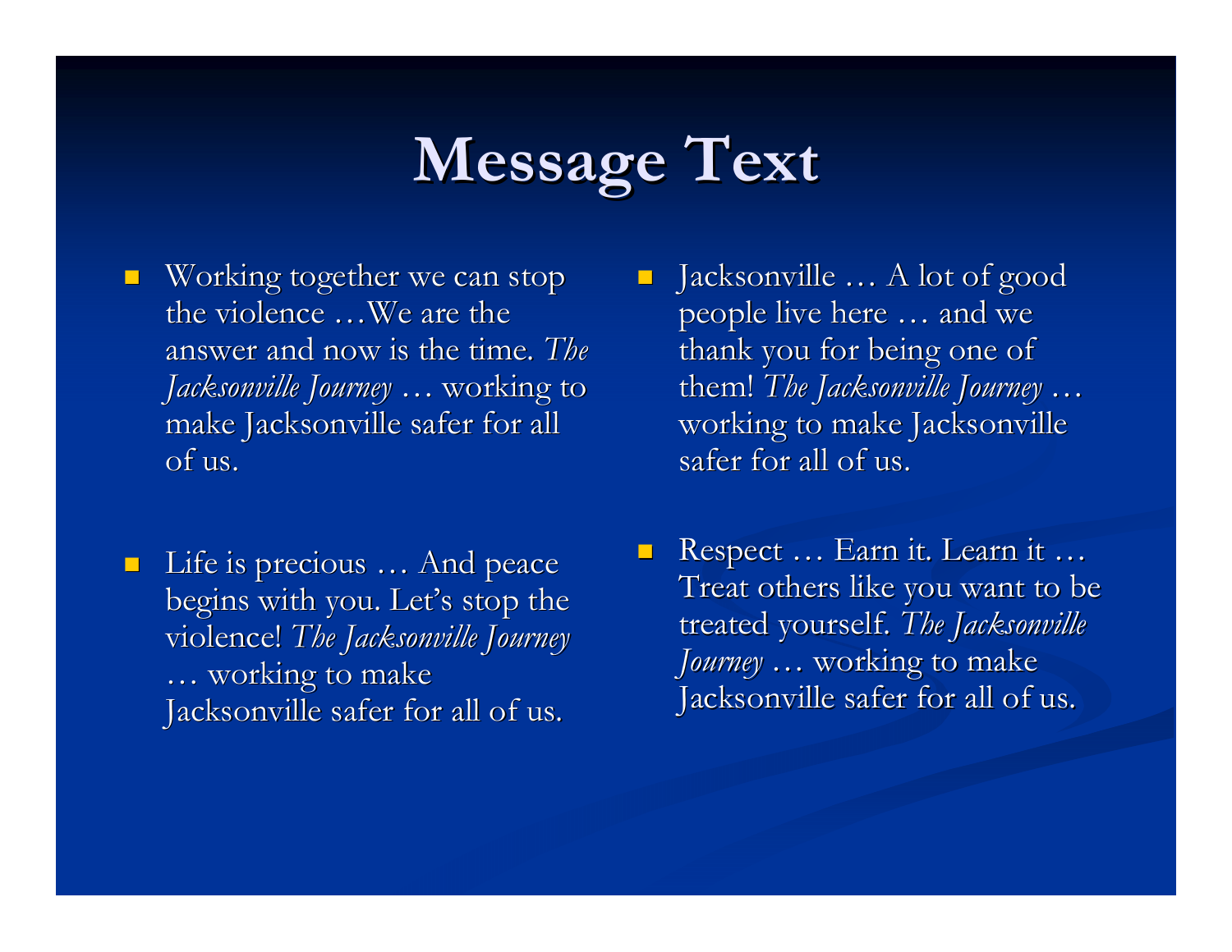# Message Text

- Working together we can stop the violence …We are the answer and now is the time. *The Jacksonville Journey* … working to make Jacksonville safer for all of us.

- Life is precious … And peace begins with you. Let's stop the violence! *The Jacksonville Journey* … working to make Jacksonville safer for all of us.

- Jacksonville … A lot of good people live here … and we thank you for being one of them! *The Jacksonville Journey* … working to make Jacksonville safer for all of us.

- Respect … Earn it. Learn it … Treat others like you want to be treated yourself. *The Jacksonville Journey* … working to make Jacksonville safer for all of us.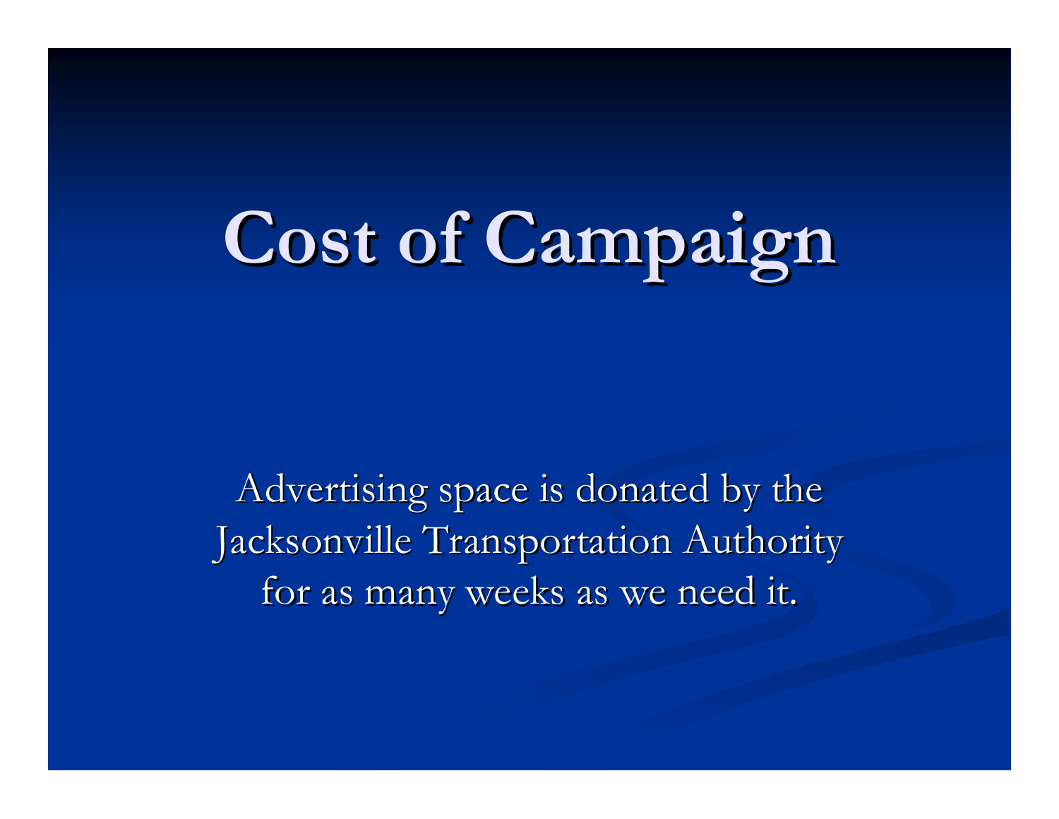# Cost of Campaign

Advertising space is donated by the Jacksonville Transportation Authority for as many weeks as we need it.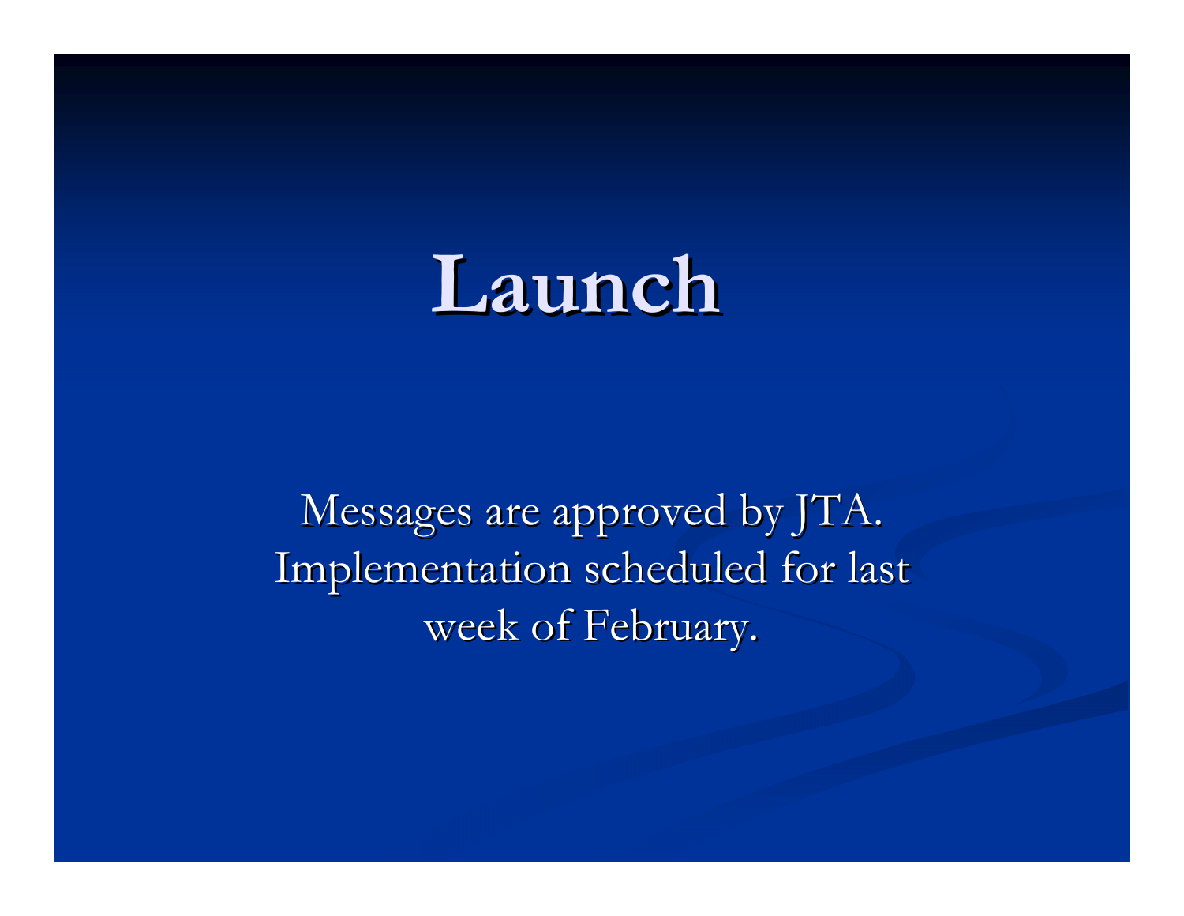# Launch

Messages are approved by JTA. Implementation scheduled for last week of February.